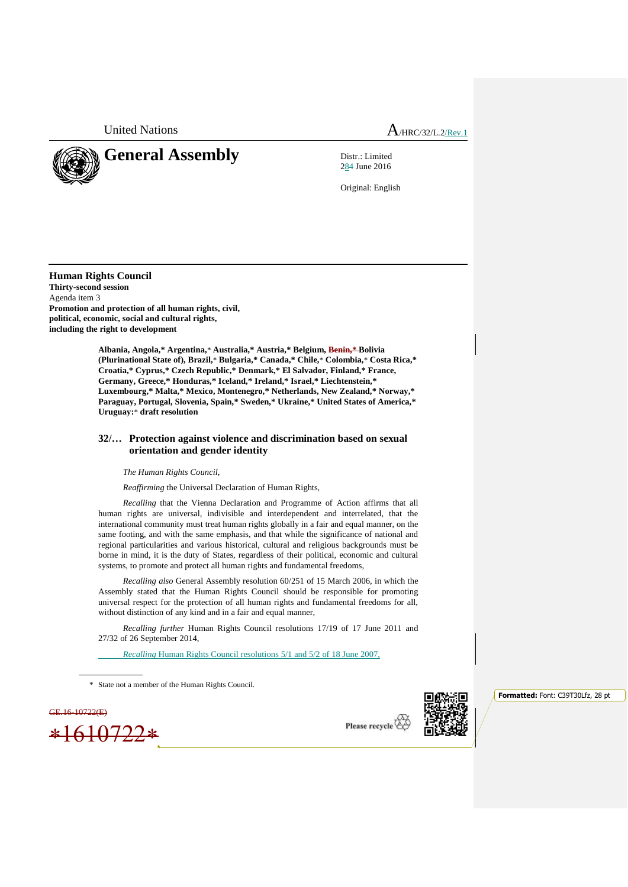United Nations

A/HRC/32/L.2/Rev.1

# General Assembly

Distr.: Limited
28 June 2016

Original: English

## Human Rights Council

**Thirty-second session**
Agenda item 3
**Promotion and protection of all human rights, civil, political, economic, social and cultural rights, including the right to development**

**Albania, Angola,* Argentina,* Australia,* Austria,* Belgium, ~~Benin,*~~ Bolivia (Plurinational State of), Brazil,* Bulgaria,* Canada,* Chile,* Colombia,* Costa Rica,* Croatia,* Cyprus,* Czech Republic,* Denmark,* El Salvador, Finland,* France, Germany, Greece,* Honduras,* Iceland,* Ireland,* Israel,* Liechtenstein,* Luxembourg,* Malta,* Mexico, Montenegro,* Netherlands, New Zealand,* Norway,* Paraguay, Portugal, Slovenia, Spain,* Sweden,* Ukraine,* United States of America,* Uruguay:* draft resolution**

### 32/… Protection against violence and discrimination based on sexual orientation and gender identity

*The Human Rights Council,*

*Reaffirming* the Universal Declaration of Human Rights,

*Recalling* that the Vienna Declaration and Programme of Action affirms that all human rights are universal, indivisible and interdependent and interrelated, that the international community must treat human rights globally in a fair and equal manner, on the same footing, and with the same emphasis, and that while the significance of national and regional particularities and various historical, cultural and religious backgrounds must be borne in mind, it is the duty of States, regardless of their political, economic and cultural systems, to promote and protect all human rights and fundamental freedoms,

*Recalling also* General Assembly resolution 60/251 of 15 March 2006, in which the Assembly stated that the Human Rights Council should be responsible for promoting universal respect for the protection of all human rights and fundamental freedoms for all, without distinction of any kind and in a fair and equal manner,

*Recalling further* Human Rights Council resolutions 17/19 of 17 June 2011 and 27/32 of 26 September 2014,

*Recalling* Human Rights Council resolutions 5/1 and 5/2 of 18 June 2007,

\* State not a member of the Human Rights Council.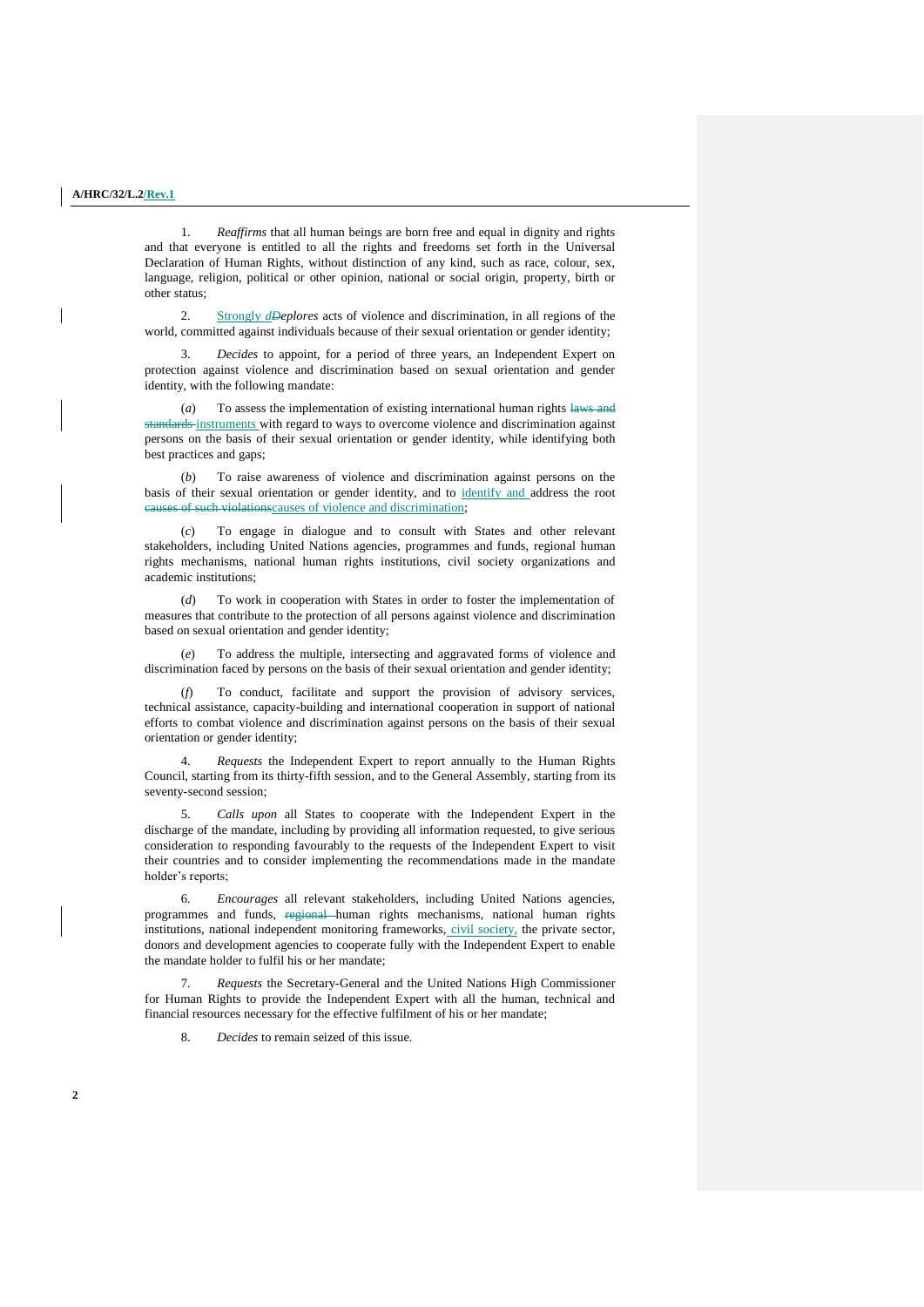1. *Reaffirms* that all human beings are born free and equal in dignity and rights and that everyone is entitled to all the rights and freedoms set forth in the Universal Declaration of Human Rights, without distinction of any kind, such as race, colour, sex, language, religion, political or other opinion, national or social origin, property, birth or other status;

2. Strongly *d~~D~~eplores* acts of violence and discrimination, in all regions of the world, committed against individuals because of their sexual orientation or gender identity;

3. *Decides* to appoint, for a period of three years, an Independent Expert on protection against violence and discrimination based on sexual orientation and gender identity, with the following mandate:

(*a*) To assess the implementation of existing international human rights ~~laws and standards~~ instruments with regard to ways to overcome violence and discrimination against persons on the basis of their sexual orientation or gender identity, while identifying both best practices and gaps;

(*b*) To raise awareness of violence and discrimination against persons on the basis of their sexual orientation or gender identity, and to identify and address the root ~~causes of such violations~~causes of violence and discrimination;

(*c*) To engage in dialogue and to consult with States and other relevant stakeholders, including United Nations agencies, programmes and funds, regional human rights mechanisms, national human rights institutions, civil society organizations and academic institutions;

(*d*) To work in cooperation with States in order to foster the implementation of measures that contribute to the protection of all persons against violence and discrimination based on sexual orientation and gender identity;

(*e*) To address the multiple, intersecting and aggravated forms of violence and discrimination faced by persons on the basis of their sexual orientation and gender identity;

(*f*) To conduct, facilitate and support the provision of advisory services, technical assistance, capacity-building and international cooperation in support of national efforts to combat violence and discrimination against persons on the basis of their sexual orientation or gender identity;

4. *Requests* the Independent Expert to report annually to the Human Rights Council, starting from its thirty-fifth session, and to the General Assembly, starting from its seventy-second session;

5. *Calls upon* all States to cooperate with the Independent Expert in the discharge of the mandate, including by providing all information requested, to give serious consideration to responding favourably to the requests of the Independent Expert to visit their countries and to consider implementing the recommendations made in the mandate holder's reports;

6. *Encourages* all relevant stakeholders, including United Nations agencies, programmes and funds, ~~regional~~ human rights mechanisms, national human rights institutions, national independent monitoring frameworks, civil society, the private sector, donors and development agencies to cooperate fully with the Independent Expert to enable the mandate holder to fulfil his or her mandate;

7. *Requests* the Secretary-General and the United Nations High Commissioner for Human Rights to provide the Independent Expert with all the human, technical and financial resources necessary for the effective fulfilment of his or her mandate;

8. *Decides* to remain seized of this issue.